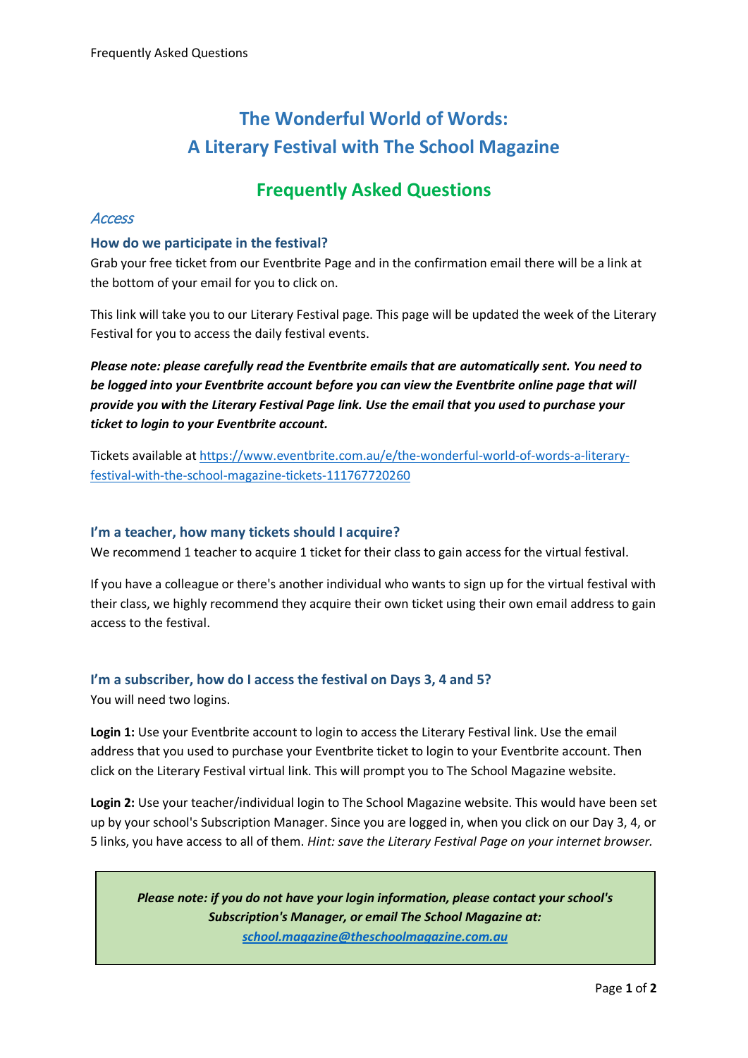# The Wonderful World of Words:
# A Literary Festival with The School Magazine

## Frequently Asked Questions

### *Access*

#### How do we participate in the festival?

Grab your free ticket from our Eventbrite Page and in the confirmation email there will be a link at the bottom of your email for you to click on.

This link will take you to our Literary Festival page. This page will be updated the week of the Literary Festival for you to access the daily festival events.

***Please note: please carefully read the Eventbrite emails that are automatically sent. You need to be logged into your Eventbrite account before you can view the Eventbrite online page that will provide you with the Literary Festival Page link. Use the email that you used to purchase your ticket to login to your Eventbrite account.***

Tickets available at [https://www.eventbrite.com.au/e/the-wonderful-world-of-words-a-literary-festival-with-the-school-magazine-tickets-111767720260](https://www.eventbrite.com.au/e/the-wonderful-world-of-words-a-literary-festival-with-the-school-magazine-tickets-111767720260)

#### I'm a teacher, how many tickets should I acquire?

We recommend 1 teacher to acquire 1 ticket for their class to gain access for the virtual festival.

If you have a colleague or there's another individual who wants to sign up for the virtual festival with their class, we highly recommend they acquire their own ticket using their own email address to gain access to the festival.

#### I'm a subscriber, how do I access the festival on Days 3, 4 and 5?

You will need two logins.

**Login 1:** Use your Eventbrite account to login to access the Literary Festival link. Use the email address that you used to purchase your Eventbrite ticket to login to your Eventbrite account. Then click on the Literary Festival virtual link. This will prompt you to The School Magazine website.

**Login 2:** Use your teacher/individual login to The School Magazine website. This would have been set up by your school's Subscription Manager. Since you are logged in, when you click on our Day 3, 4, or 5 links, you have access to all of them. *Hint: save the Literary Festival Page on your internet browser.*

> ***Please note: if you do not have your login information, please contact your school's Subscription's Manager, or email The School Magazine at: [school.magazine@theschoolmagazine.com.au](mailto:school.magazine@theschoolmagazine.com.au)***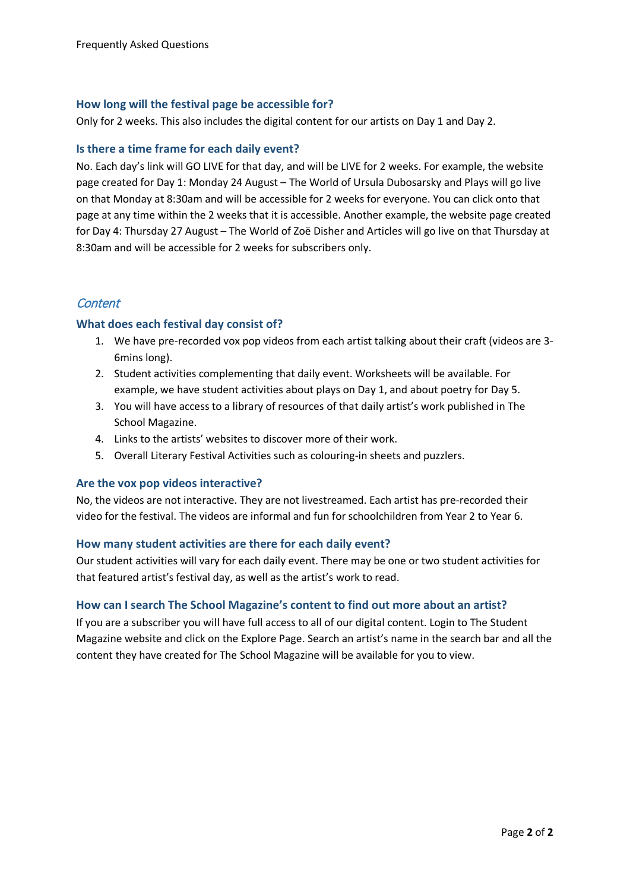### How long will the festival page be accessible for?

Only for 2 weeks. This also includes the digital content for our artists on Day 1 and Day 2.

### Is there a time frame for each daily event?

No. Each day's link will GO LIVE for that day, and will be LIVE for 2 weeks. For example, the website page created for Day 1: Monday 24 August – The World of Ursula Dubosarsky and Plays will go live on that Monday at 8:30am and will be accessible for 2 weeks for everyone. You can click onto that page at any time within the 2 weeks that it is accessible. Another example, the website page created for Day 4: Thursday 27 August – The World of Zoë Disher and Articles will go live on that Thursday at 8:30am and will be accessible for 2 weeks for subscribers only.

## *Content*

### What does each festival day consist of?

1. We have pre-recorded vox pop videos from each artist talking about their craft (videos are 3-6mins long).
2. Student activities complementing that daily event. Worksheets will be available. For example, we have student activities about plays on Day 1, and about poetry for Day 5.
3. You will have access to a library of resources of that daily artist's work published in The School Magazine.
4. Links to the artists' websites to discover more of their work.
5. Overall Literary Festival Activities such as colouring-in sheets and puzzlers.

### Are the vox pop videos interactive?

No, the videos are not interactive. They are not livestreamed. Each artist has pre-recorded their video for the festival. The videos are informal and fun for schoolchildren from Year 2 to Year 6.

### How many student activities are there for each daily event?

Our student activities will vary for each daily event. There may be one or two student activities for that featured artist's festival day, as well as the artist's work to read.

### How can I search The School Magazine's content to find out more about an artist?

If you are a subscriber you will have full access to all of our digital content. Login to The Student Magazine website and click on the Explore Page. Search an artist's name in the search bar and all the content they have created for The School Magazine will be available for you to view.